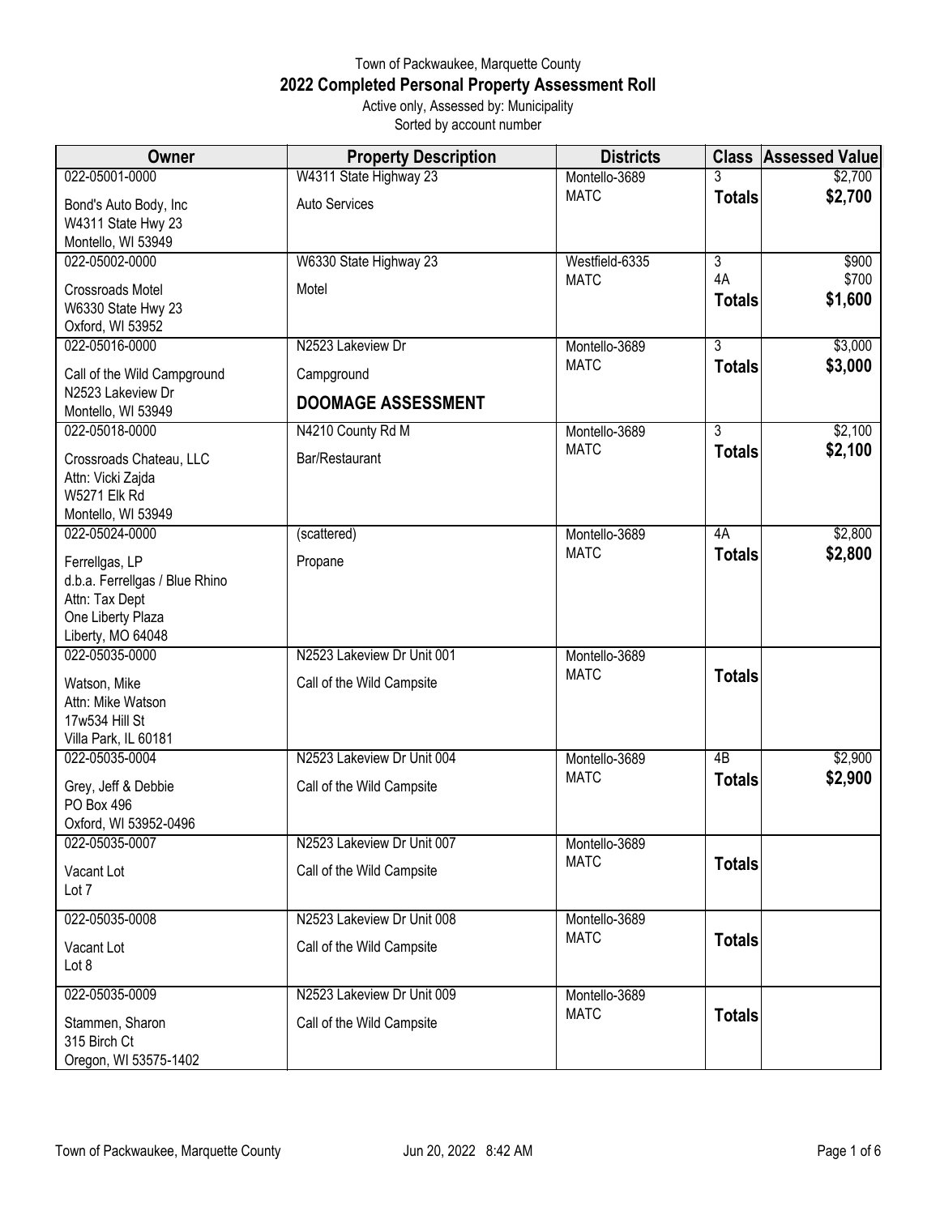Town of Packwaukee, Marquette County

# 2022 Completed Personal Property Assessment Roll

Active only, Assessed by: Municipality
Sorted by account number

| Owner | Property Description | Districts | Class | Assessed Value |
|---|---|---|---|---|
| 022-05001-0000<br>Bond's Auto Body, Inc<br>W4311 State Hwy 23<br>Montello, WI 53949 | W4311 State Highway 23<br>Auto Services | Montello-3689<br>MATC | 3<br>**Totals** | $2,700<br>**$2,700** |
| 022-05002-0000<br>Crossroads Motel<br>W6330 State Hwy 23<br>Oxford, WI 53952 | W6330 State Highway 23<br>Motel | Westfield-6335<br>MATC | 3<br>4A<br>**Totals** | $900<br>$700<br>**$1,600** |
| 022-05016-0000<br>Call of the Wild Campground<br>N2523 Lakeview Dr<br>Montello, WI 53949 | N2523 Lakeview Dr<br>Campground<br>**DOOMAGE ASSESSMENT** | Montello-3689<br>MATC | 3<br>**Totals** | $3,000<br>**$3,000** |
| 022-05018-0000<br>Crossroads Chateau, LLC<br>Attn: Vicki Zajda<br>W5271 Elk Rd<br>Montello, WI 53949 | N4210 County Rd M<br>Bar/Restaurant | Montello-3689<br>MATC | 3<br>**Totals** | $2,100<br>**$2,100** |
| 022-05024-0000<br>Ferrellgas, LP<br>d.b.a. Ferrellgas / Blue Rhino<br>Attn: Tax Dept<br>One Liberty Plaza<br>Liberty, MO 64048 | (scattered)<br>Propane | Montello-3689<br>MATC | 4A<br>**Totals** | $2,800<br>**$2,800** |
| 022-05035-0000<br>Watson, Mike<br>Attn: Mike Watson<br>17w534 Hill St<br>Villa Park, IL 60181 | N2523 Lakeview Dr Unit 001<br>Call of the Wild Campsite | Montello-3689<br>MATC | **Totals** | |
| 022-05035-0004<br>Grey, Jeff & Debbie<br>PO Box 496<br>Oxford, WI 53952-0496 | N2523 Lakeview Dr Unit 004<br>Call of the Wild Campsite | Montello-3689<br>MATC | 4B<br>**Totals** | $2,900<br>**$2,900** |
| 022-05035-0007<br>Vacant Lot<br>Lot 7 | N2523 Lakeview Dr Unit 007<br>Call of the Wild Campsite | Montello-3689<br>MATC | **Totals** | |
| 022-05035-0008<br>Vacant Lot<br>Lot 8 | N2523 Lakeview Dr Unit 008<br>Call of the Wild Campsite | Montello-3689<br>MATC | **Totals** | |
| 022-05035-0009<br>Stammen, Sharon<br>315 Birch Ct<br>Oregon, WI 53575-1402 | N2523 Lakeview Dr Unit 009<br>Call of the Wild Campsite | Montello-3689<br>MATC | **Totals** | |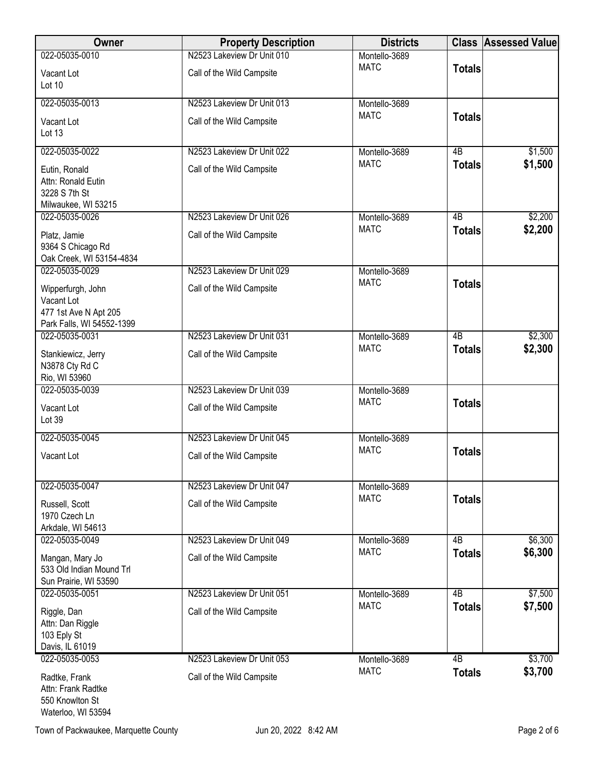| Owner | Property Description | Districts | Class | Assessed Value |
|---|---|---|---|---|
| 022-05035-0010<br>Vacant Lot<br>Lot 10 | N2523 Lakeview Dr Unit 010<br>Call of the Wild Campsite | Montello-3689<br>MATC | **Totals** | |
| 022-05035-0013<br>Vacant Lot<br>Lot 13 | N2523 Lakeview Dr Unit 013<br>Call of the Wild Campsite | Montello-3689<br>MATC | **Totals** | |
| 022-05035-0022<br>Eutin, Ronald<br>Attn: Ronald Eutin<br>3228 S 7th St<br>Milwaukee, WI 53215 | N2523 Lakeview Dr Unit 022<br>Call of the Wild Campsite | Montello-3689<br>MATC | 4B<br>**Totals** | $1,500<br>**$1,500** |
| 022-05035-0026<br>Platz, Jamie<br>9364 S Chicago Rd<br>Oak Creek, WI 53154-4834 | N2523 Lakeview Dr Unit 026<br>Call of the Wild Campsite | Montello-3689<br>MATC | 4B<br>**Totals** | $2,200<br>**$2,200** |
| 022-05035-0029<br>Wipperfurgh, John<br>Vacant Lot<br>477 1st Ave N Apt 205<br>Park Falls, WI 54552-1399 | N2523 Lakeview Dr Unit 029<br>Call of the Wild Campsite | Montello-3689<br>MATC | **Totals** | |
| 022-05035-0031<br>Stankiewicz, Jerry<br>N3878 Cty Rd C<br>Rio, WI 53960 | N2523 Lakeview Dr Unit 031<br>Call of the Wild Campsite | Montello-3689<br>MATC | 4B<br>**Totals** | $2,300<br>**$2,300** |
| 022-05035-0039<br>Vacant Lot<br>Lot 39 | N2523 Lakeview Dr Unit 039<br>Call of the Wild Campsite | Montello-3689<br>MATC | **Totals** | |
| 022-05035-0045<br>Vacant Lot | N2523 Lakeview Dr Unit 045<br>Call of the Wild Campsite | Montello-3689<br>MATC | **Totals** | |
| 022-05035-0047<br>Russell, Scott<br>1970 Czech Ln<br>Arkdale, WI 54613 | N2523 Lakeview Dr Unit 047<br>Call of the Wild Campsite | Montello-3689<br>MATC | **Totals** | |
| 022-05035-0049<br>Mangan, Mary Jo<br>533 Old Indian Mound Trl<br>Sun Prairie, WI 53590 | N2523 Lakeview Dr Unit 049<br>Call of the Wild Campsite | Montello-3689<br>MATC | 4B<br>**Totals** | $6,300<br>**$6,300** |
| 022-05035-0051<br>Riggle, Dan<br>Attn: Dan Riggle<br>103 Eply St<br>Davis, IL 61019 | N2523 Lakeview Dr Unit 051<br>Call of the Wild Campsite | Montello-3689<br>MATC | 4B<br>**Totals** | $7,500<br>**$7,500** |
| 022-05035-0053<br>Radtke, Frank<br>Attn: Frank Radtke<br>550 Knowlton St<br>Waterloo, WI 53594 | N2523 Lakeview Dr Unit 053<br>Call of the Wild Campsite | Montello-3689<br>MATC | 4B<br>**Totals** | $3,700<br>**$3,700** |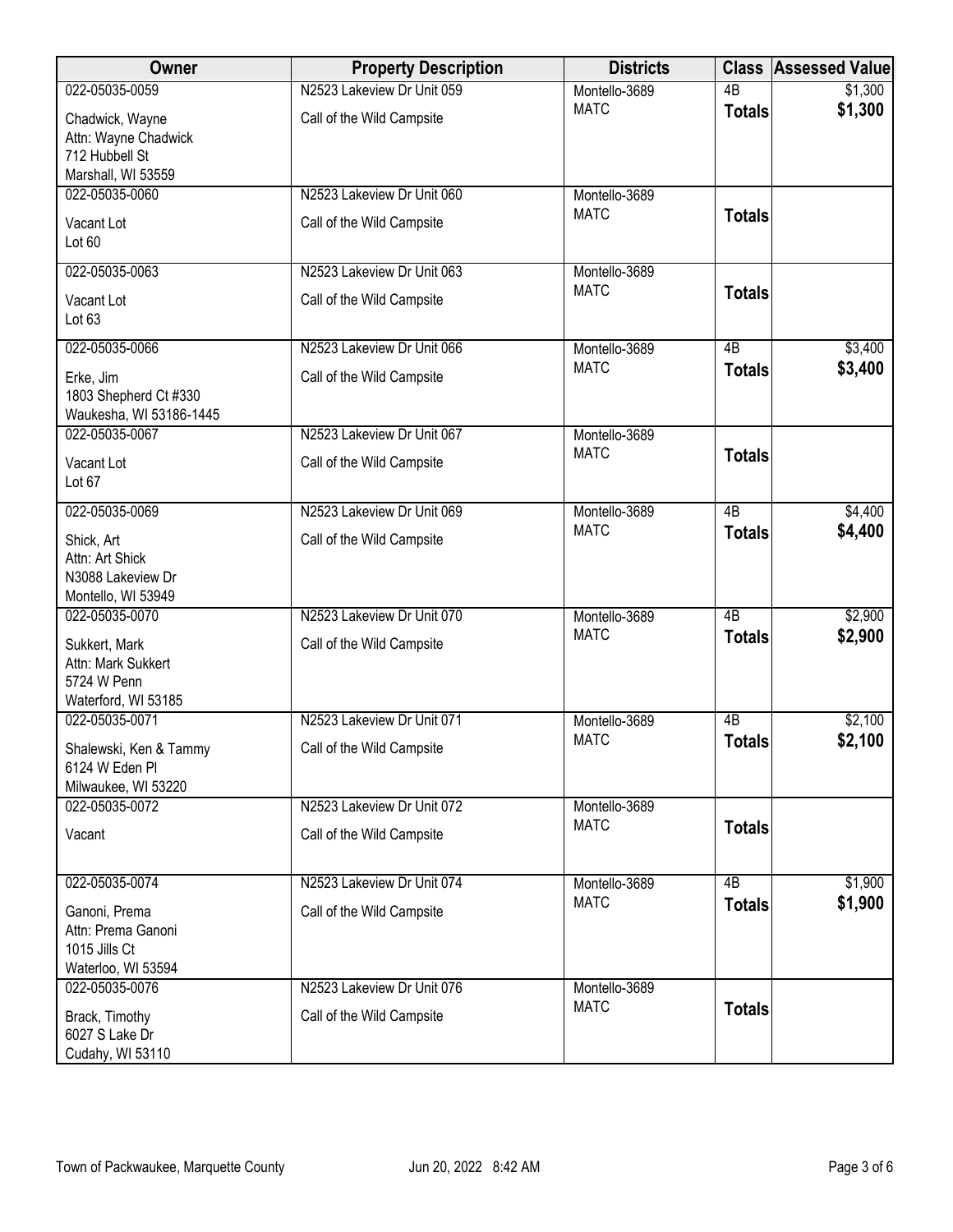| Owner | Property Description | Districts | Class | Assessed Value |
|---|---|---|---|---|
| 022-05035-0059<br>Chadwick, Wayne<br>Attn: Wayne Chadwick<br>712 Hubbell St<br>Marshall, WI 53559 | N2523 Lakeview Dr Unit 059<br>Call of the Wild Campsite | Montello-3689<br>MATC | 4B<br>**Totals** | $1,300<br>**$1,300** |
| 022-05035-0060<br>Vacant Lot<br>Lot 60 | N2523 Lakeview Dr Unit 060<br>Call of the Wild Campsite | Montello-3689<br>MATC | **Totals** | |
| 022-05035-0063<br>Vacant Lot<br>Lot 63 | N2523 Lakeview Dr Unit 063<br>Call of the Wild Campsite | Montello-3689<br>MATC | **Totals** | |
| 022-05035-0066<br>Erke, Jim<br>1803 Shepherd Ct #330<br>Waukesha, WI 53186-1445 | N2523 Lakeview Dr Unit 066<br>Call of the Wild Campsite | Montello-3689<br>MATC | 4B<br>**Totals** | $3,400<br>**$3,400** |
| 022-05035-0067<br>Vacant Lot<br>Lot 67 | N2523 Lakeview Dr Unit 067<br>Call of the Wild Campsite | Montello-3689<br>MATC | **Totals** | |
| 022-05035-0069<br>Shick, Art<br>Attn: Art Shick<br>N3088 Lakeview Dr<br>Montello, WI 53949 | N2523 Lakeview Dr Unit 069<br>Call of the Wild Campsite | Montello-3689<br>MATC | 4B<br>**Totals** | $4,400<br>**$4,400** |
| 022-05035-0070<br>Sukkert, Mark<br>Attn: Mark Sukkert<br>5724 W Penn<br>Waterford, WI 53185 | N2523 Lakeview Dr Unit 070<br>Call of the Wild Campsite | Montello-3689<br>MATC | 4B<br>**Totals** | $2,900<br>**$2,900** |
| 022-05035-0071<br>Shalewski, Ken & Tammy<br>6124 W Eden Pl<br>Milwaukee, WI 53220 | N2523 Lakeview Dr Unit 071<br>Call of the Wild Campsite | Montello-3689<br>MATC | 4B<br>**Totals** | $2,100<br>**$2,100** |
| 022-05035-0072<br>Vacant | N2523 Lakeview Dr Unit 072<br>Call of the Wild Campsite | Montello-3689<br>MATC | **Totals** | |
| 022-05035-0074<br>Ganoni, Prema<br>Attn: Prema Ganoni<br>1015 Jills Ct<br>Waterloo, WI 53594 | N2523 Lakeview Dr Unit 074<br>Call of the Wild Campsite | Montello-3689<br>MATC | 4B<br>**Totals** | $1,900<br>**$1,900** |
| 022-05035-0076<br>Brack, Timothy<br>6027 S Lake Dr<br>Cudahy, WI 53110 | N2523 Lakeview Dr Unit 076<br>Call of the Wild Campsite | Montello-3689<br>MATC | **Totals** | |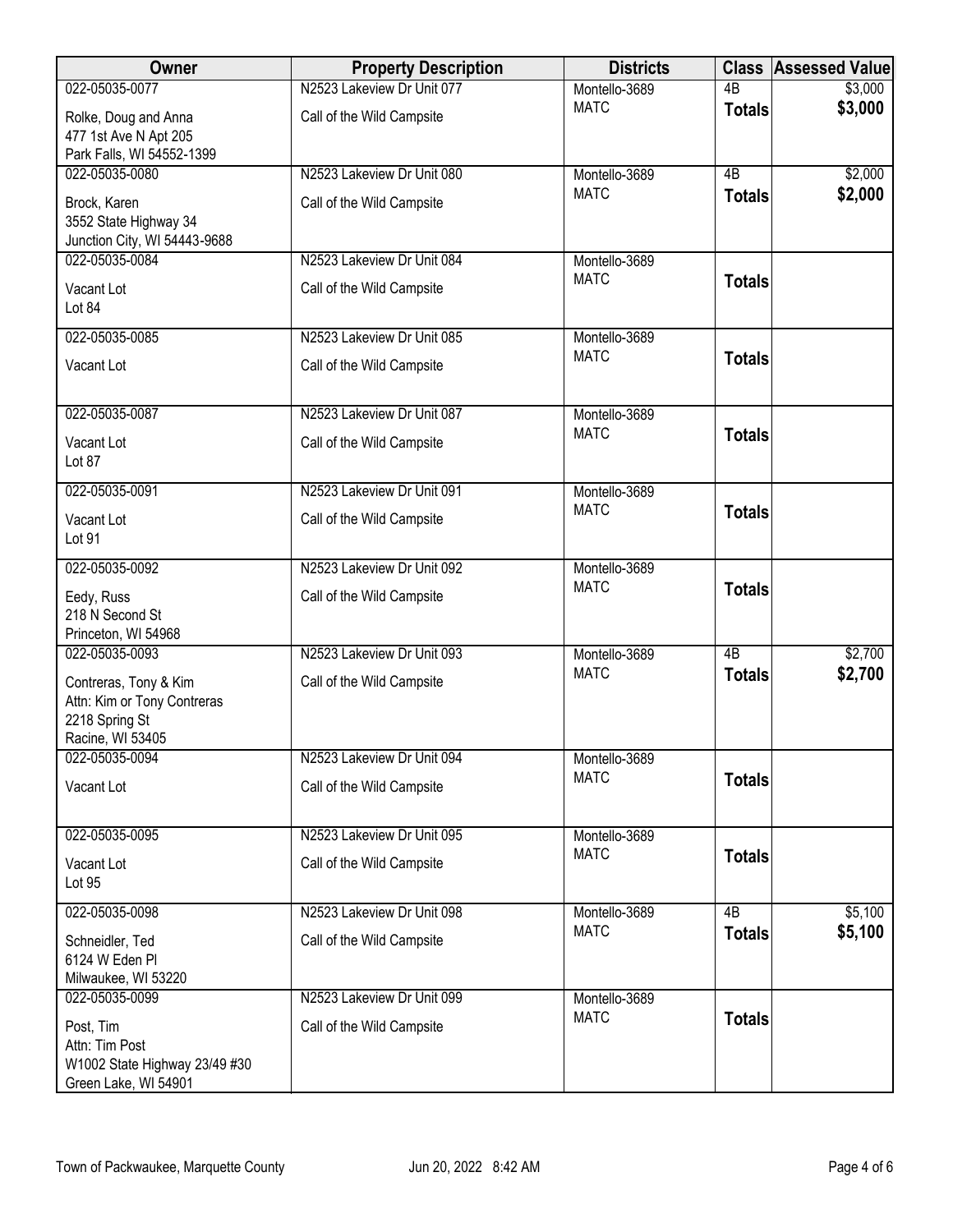| Owner | Property Description | Districts | Class | Assessed Value |
|---|---|---|---|---|
| 022-05035-0077<br>Rolke, Doug and Anna<br>477 1st Ave N Apt 205<br>Park Falls, WI 54552-1399 | N2523 Lakeview Dr Unit 077<br>Call of the Wild Campsite | Montello-3689<br>MATC | 4B<br>**Totals** | $3,000<br>**$3,000** |
| 022-05035-0080<br>Brock, Karen<br>3552 State Highway 34<br>Junction City, WI 54443-9688 | N2523 Lakeview Dr Unit 080<br>Call of the Wild Campsite | Montello-3689<br>MATC | 4B<br>**Totals** | $2,000<br>**$2,000** |
| 022-05035-0084<br>Vacant Lot<br>Lot 84 | N2523 Lakeview Dr Unit 084<br>Call of the Wild Campsite | Montello-3689<br>MATC | **Totals** | |
| 022-05035-0085<br>Vacant Lot | N2523 Lakeview Dr Unit 085<br>Call of the Wild Campsite | Montello-3689<br>MATC | **Totals** | |
| 022-05035-0087<br>Vacant Lot<br>Lot 87 | N2523 Lakeview Dr Unit 087<br>Call of the Wild Campsite | Montello-3689<br>MATC | **Totals** | |
| 022-05035-0091<br>Vacant Lot<br>Lot 91 | N2523 Lakeview Dr Unit 091<br>Call of the Wild Campsite | Montello-3689<br>MATC | **Totals** | |
| 022-05035-0092<br>Eedy, Russ<br>218 N Second St<br>Princeton, WI 54968 | N2523 Lakeview Dr Unit 092<br>Call of the Wild Campsite | Montello-3689<br>MATC | **Totals** | |
| 022-05035-0093<br>Contreras, Tony & Kim<br>Attn: Kim or Tony Contreras<br>2218 Spring St<br>Racine, WI 53405 | N2523 Lakeview Dr Unit 093<br>Call of the Wild Campsite | Montello-3689<br>MATC | 4B<br>**Totals** | $2,700<br>**$2,700** |
| 022-05035-0094<br>Vacant Lot | N2523 Lakeview Dr Unit 094<br>Call of the Wild Campsite | Montello-3689<br>MATC | **Totals** | |
| 022-05035-0095<br>Vacant Lot<br>Lot 95 | N2523 Lakeview Dr Unit 095<br>Call of the Wild Campsite | Montello-3689<br>MATC | **Totals** | |
| 022-05035-0098<br>Schneidler, Ted<br>6124 W Eden Pl<br>Milwaukee, WI 53220 | N2523 Lakeview Dr Unit 098<br>Call of the Wild Campsite | Montello-3689<br>MATC | 4B<br>**Totals** | $5,100<br>**$5,100** |
| 022-05035-0099<br>Post, Tim<br>Attn: Tim Post<br>W1002 State Highway 23/49 #30<br>Green Lake, WI 54901 | N2523 Lakeview Dr Unit 099<br>Call of the Wild Campsite | Montello-3689<br>MATC | **Totals** | |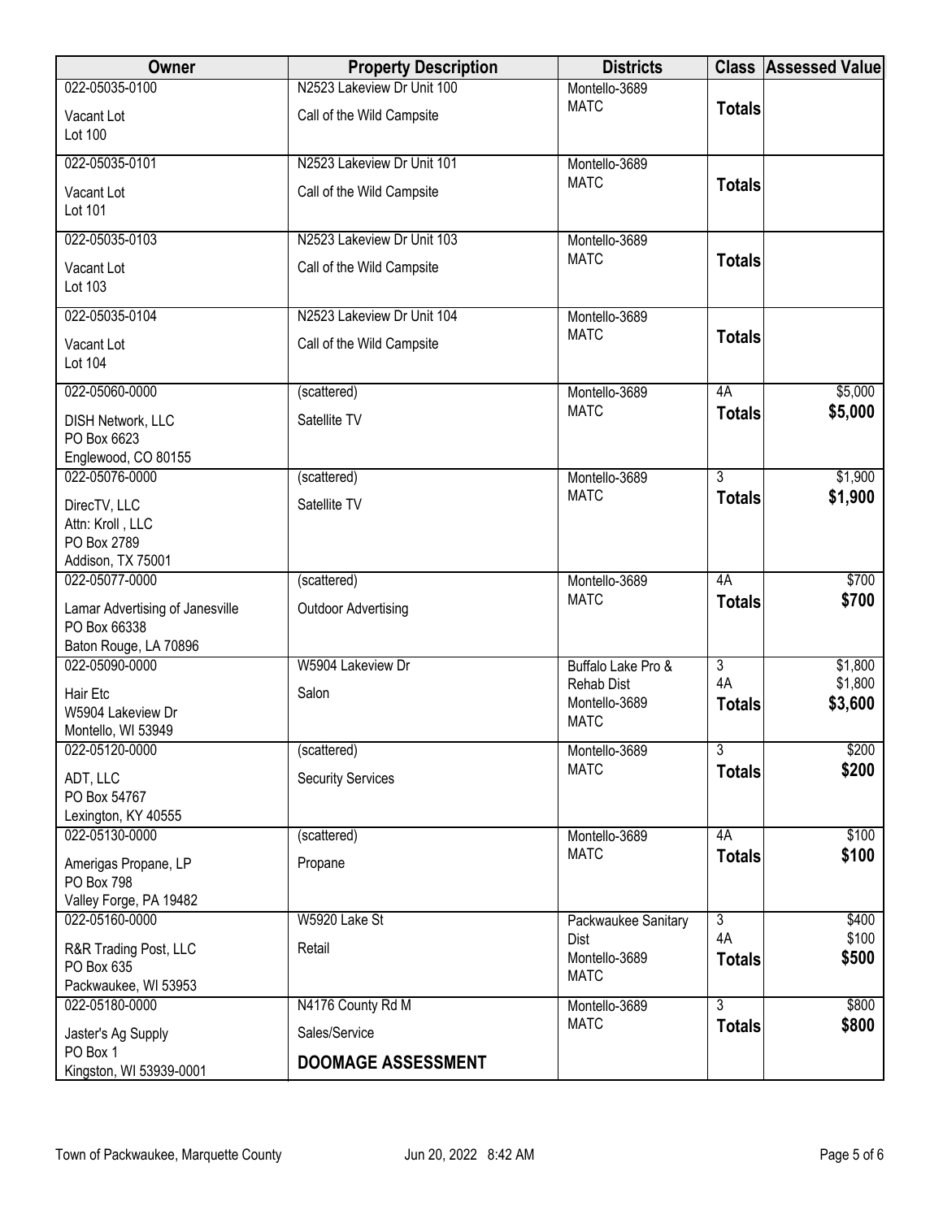| Owner | Property Description | Districts | Class | Assessed Value |
|---|---|---|---|---|
| 022-05035-0100<br>Vacant Lot<br>Lot 100 | N2523 Lakeview Dr Unit 100<br>Call of the Wild Campsite | Montello-3689<br>MATC | **Totals** | |
| 022-05035-0101<br>Vacant Lot<br>Lot 101 | N2523 Lakeview Dr Unit 101<br>Call of the Wild Campsite | Montello-3689<br>MATC | **Totals** | |
| 022-05035-0103<br>Vacant Lot<br>Lot 103 | N2523 Lakeview Dr Unit 103<br>Call of the Wild Campsite | Montello-3689<br>MATC | **Totals** | |
| 022-05035-0104<br>Vacant Lot<br>Lot 104 | N2523 Lakeview Dr Unit 104<br>Call of the Wild Campsite | Montello-3689<br>MATC | **Totals** | |
| 022-05060-0000<br>DISH Network, LLC<br>PO Box 6623<br>Englewood, CO 80155 | (scattered)<br>Satellite TV | Montello-3689<br>MATC | 4A<br>**Totals** | $5,000<br>**$5,000** |
| 022-05076-0000<br>DirecTV, LLC<br>Attn: Kroll , LLC<br>PO Box 2789<br>Addison, TX 75001 | (scattered)<br>Satellite TV | Montello-3689<br>MATC | 3<br>**Totals** | $1,900<br>**$1,900** |
| 022-05077-0000<br>Lamar Advertising of Janesville<br>PO Box 66338<br>Baton Rouge, LA 70896 | (scattered)<br>Outdoor Advertising | Montello-3689<br>MATC | 4A<br>**Totals** | $700<br>**$700** |
| 022-05090-0000<br>Hair Etc<br>W5904 Lakeview Dr<br>Montello, WI 53949 | W5904 Lakeview Dr<br>Salon | Buffalo Lake Pro & Rehab Dist<br>Montello-3689<br>MATC | 3<br>4A<br>**Totals** | $1,800<br>$1,800<br>**$3,600** |
| 022-05120-0000<br>ADT, LLC<br>PO Box 54767<br>Lexington, KY 40555 | (scattered)<br>Security Services | Montello-3689<br>MATC | 3<br>**Totals** | $200<br>**$200** |
| 022-05130-0000<br>Amerigas Propane, LP<br>PO Box 798<br>Valley Forge, PA 19482 | (scattered)<br>Propane | Montello-3689<br>MATC | 4A<br>**Totals** | $100<br>**$100** |
| 022-05160-0000<br>R&R Trading Post, LLC<br>PO Box 635<br>Packwaukee, WI 53953 | W5920 Lake St<br>Retail | Packwaukee Sanitary Dist<br>Montello-3689<br>MATC | 3<br>4A<br>**Totals** | $400<br>$100<br>**$500** |
| 022-05180-0000<br>Jaster's Ag Supply<br>PO Box 1<br>Kingston, WI 53939-0001 | N4176 County Rd M<br>Sales/Service<br>**DOOMAGE ASSESSMENT** | Montello-3689<br>MATC | 3<br>**Totals** | $800<br>**$800** |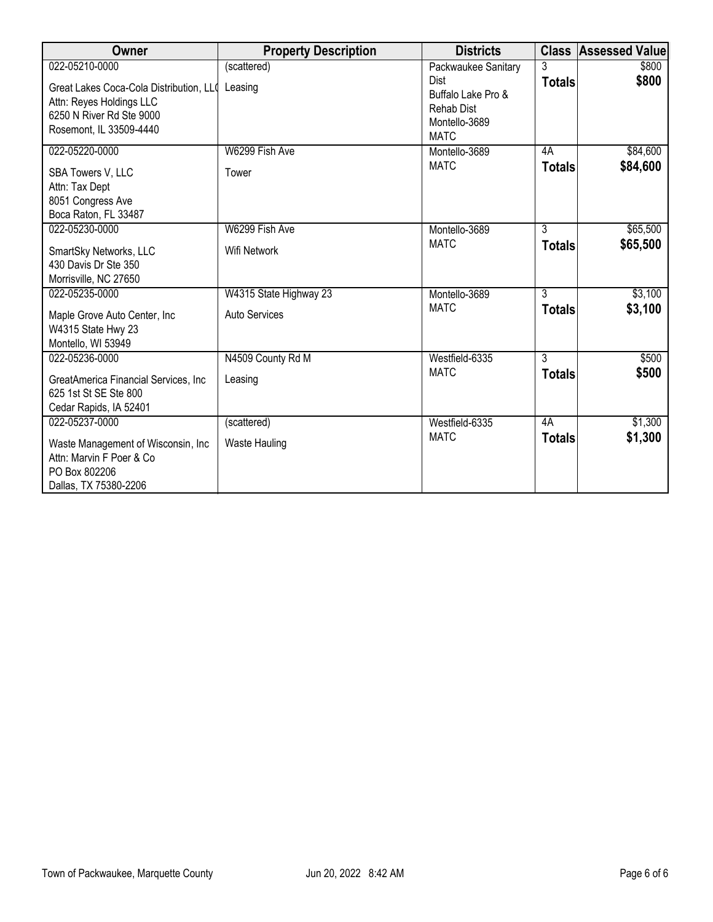| Owner | Property Description | Districts | Class | Assessed Value |
| --- | --- | --- | --- | --- |
| 022-05210-0000<br>Great Lakes Coca-Cola Distribution, LLC<br>Attn: Reyes Holdings LLC<br>6250 N River Rd Ste 9000<br>Rosemont, IL 33509-4440 | (scattered)<br>Leasing | Packwaukee Sanitary Dist<br>Buffalo Lake Pro & Rehab Dist<br>Montello-3689<br>MATC | 3<br>**Totals** | $800<br>**$800** |
| 022-05220-0000<br>SBA Towers V, LLC<br>Attn: Tax Dept<br>8051 Congress Ave<br>Boca Raton, FL 33487 | W6299 Fish Ave<br>Tower | Montello-3689<br>MATC | 4A<br>**Totals** | $84,600<br>**$84,600** |
| 022-05230-0000<br>SmartSky Networks, LLC<br>430 Davis Dr Ste 350<br>Morrisville, NC 27650 | W6299 Fish Ave<br>Wifi Network | Montello-3689<br>MATC | 3<br>**Totals** | $65,500<br>**$65,500** |
| 022-05235-0000<br>Maple Grove Auto Center, Inc<br>W4315 State Hwy 23<br>Montello, WI 53949 | W4315 State Highway 23<br>Auto Services | Montello-3689<br>MATC | 3<br>**Totals** | $3,100<br>**$3,100** |
| 022-05236-0000<br>GreatAmerica Financial Services, Inc<br>625 1st St SE Ste 800<br>Cedar Rapids, IA 52401 | N4509 County Rd M<br>Leasing | Westfield-6335<br>MATC | 3<br>**Totals** | $500<br>**$500** |
| 022-05237-0000<br>Waste Management of Wisconsin, Inc<br>Attn: Marvin F Poer & Co<br>PO Box 802206<br>Dallas, TX 75380-2206 | (scattered)<br>Waste Hauling | Westfield-6335<br>MATC | 4A<br>**Totals** | $1,300<br>**$1,300** |